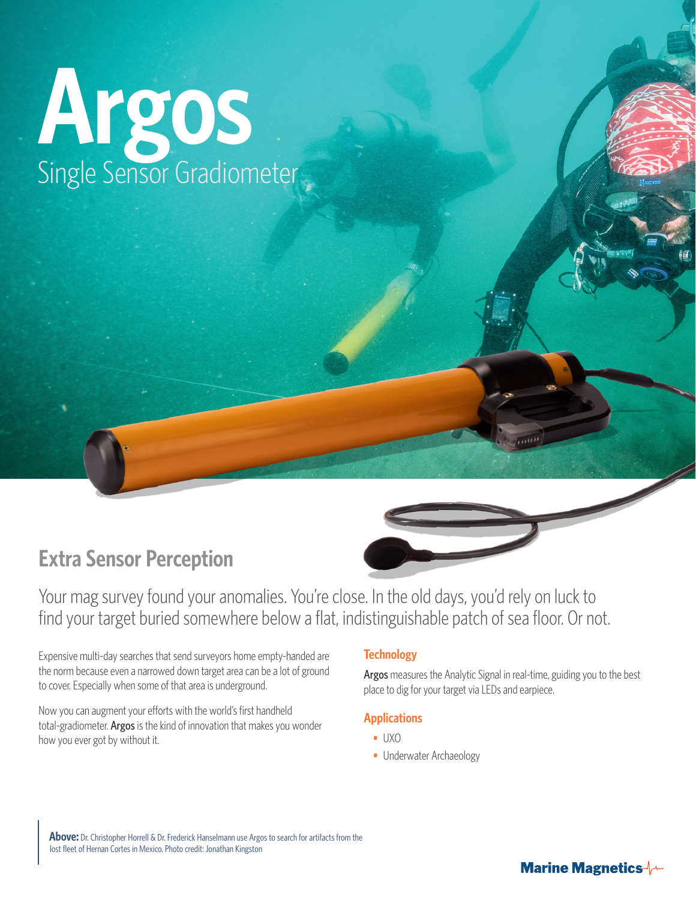# Argos

## Single Sensor Gradiometer

## Extra Sensor Perception

Your mag survey found your anomalies. You're close. In the old days, you'd rely on luck to find your target buried somewhere below a flat, indistinguishable patch of sea floor. Or not.

Expensive multi-day searches that send surveyors home empty-handed are the norm because even a narrowed down target area can be a lot of ground to cover. Especially when some of that area is underground.

Now you can augment your efforts with the world's first handheld total-gradiometer. **Argos** is the kind of innovation that makes you wonder how you ever got by without it.

### Technology

**Argos** measures the Analytic Signal in real-time, guiding you to the best place to dig for your target via LEDs and earpiece.

### Applications

- UXO
- Underwater Archaeology

**Above:** Dr. Christopher Horrell & Dr. Frederick Hanselmann use Argos to search for artifacts from the lost fleet of Hernan Cortes in Mexico. Photo credit: Jonathan Kingston

Marine Magnetics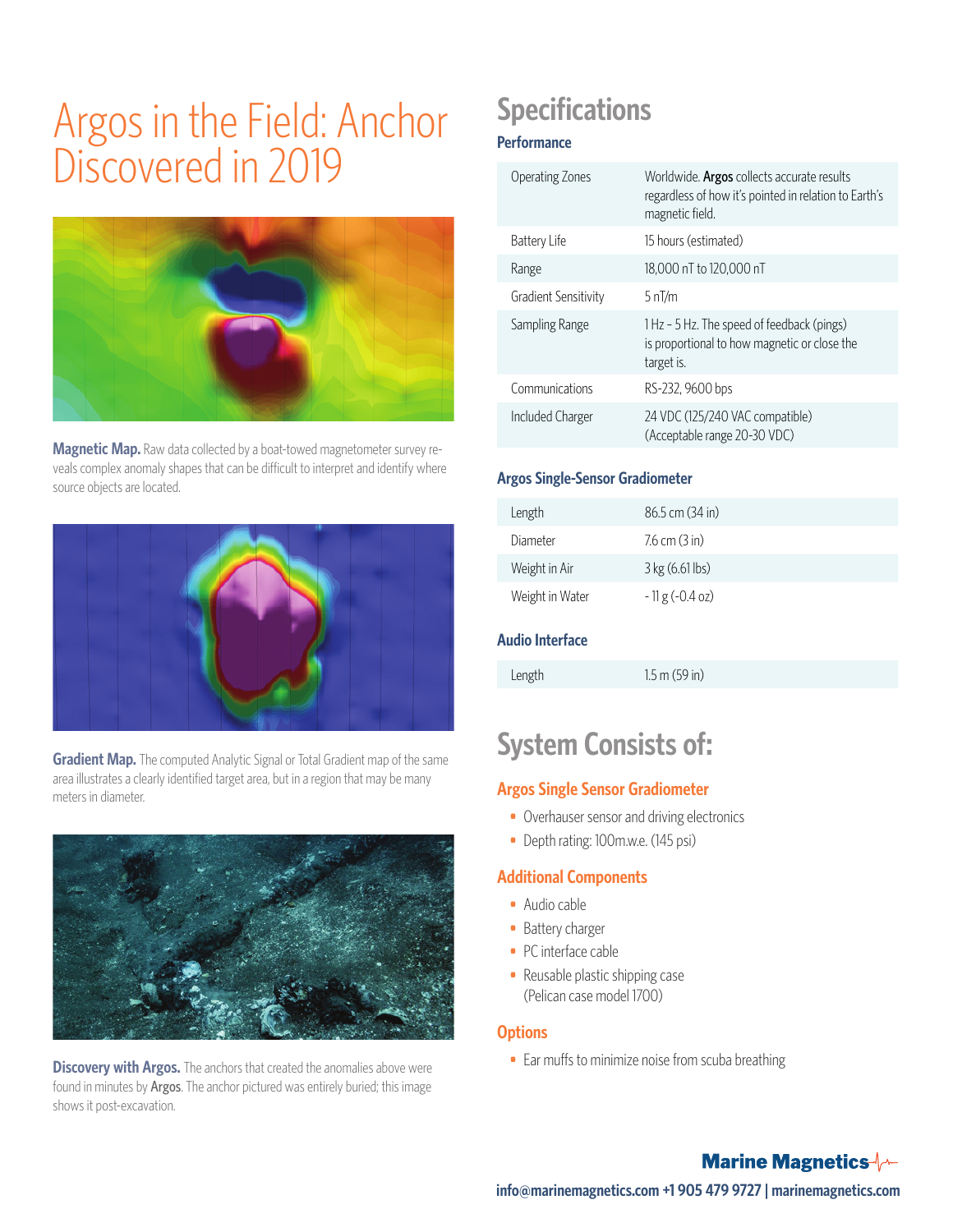# Argos in the Field: Anchor Discovered in 2019

**Magnetic Map.** Raw data collected by a boat-towed magnetometer survey reveals complex anomaly shapes that can be difficult to interpret and identify where source objects are located.

**Gradient Map.** The computed Analytic Signal or Total Gradient map of the same area illustrates a clearly identified target area, but in a region that may be many meters in diameter.

**Discovery with Argos.** The anchors that created the anomalies above were found in minutes by **Argos**. The anchor pictured was entirely buried; this image shows it post-excavation.

# Specifications

### Performance

| | |
|---|---|
| Operating Zones | Worldwide. **Argos** collects accurate results regardless of how it's pointed in relation to Earth's magnetic field. |
| Battery Life | 15 hours (estimated) |
| Range | 18,000 nT to 120,000 nT |
| Gradient Sensitivity | 5 nT/m |
| Sampling Range | 1 Hz – 5 Hz. The speed of feedback (pings) is proportional to how magnetic or close the target is. |
| Communications | RS-232, 9600 bps |
| Included Charger | 24 VDC (125/240 VAC compatible) (Acceptable range 20-30 VDC) |

### Argos Single-Sensor Gradiometer

| | |
|---|---|
| Length | 86.5 cm (34 in) |
| Diameter | 7.6 cm (3 in) |
| Weight in Air | 3 kg (6.61 lbs) |
| Weight in Water | - 11 g (-0.4 oz) |

### Audio Interface

| | |
|---|---|
| Length | 1.5 m (59 in) |

# System Consists of:

### Argos Single Sensor Gradiometer

- Overhauser sensor and driving electronics
- Depth rating: 100m.w.e. (145 psi)

### Additional Components

- Audio cable
- Battery charger
- PC interface cable
- Reusable plastic shipping case (Pelican case model 1700)

### Options

- Ear muffs to minimize noise from scuba breathing

**Marine Magnetics**

info@marinemagnetics.com +1 905 479 9727 | marinemagnetics.com